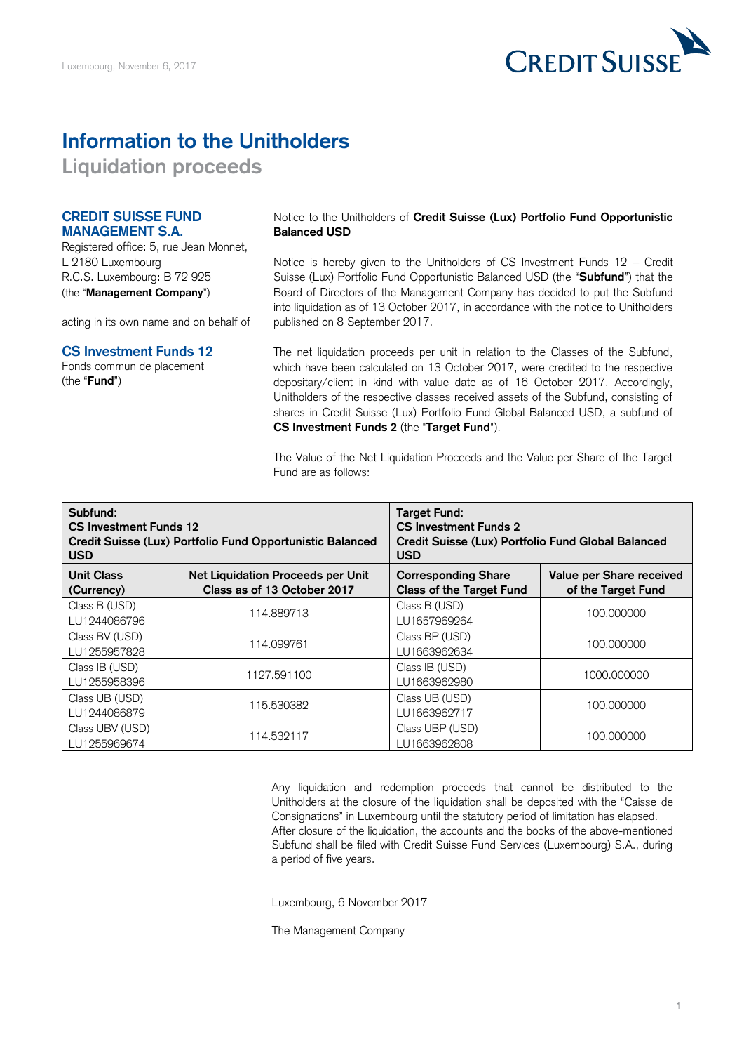Luxembourg, November 6, 2017

CREDIT SUISSE

# Information to the Unitholders

## Liquidation proceeds

**CREDIT SUISSE FUND MANAGEMENT S.A.**
Registered office: 5, rue Jean Monnet,
L 2180 Luxembourg
R.C.S. Luxembourg: B 72 925
(the "**Management Company**")

acting in its own name and on behalf of

**CS Investment Funds 12**
Fonds commun de placement
(the "**Fund**")

Notice to the Unitholders of **Credit Suisse (Lux) Portfolio Fund Opportunistic Balanced USD**

Notice is hereby given to the Unitholders of CS Investment Funds 12 – Credit Suisse (Lux) Portfolio Fund Opportunistic Balanced USD (the "**Subfund**") that the Board of Directors of the Management Company has decided to put the Subfund into liquidation as of 13 October 2017, in accordance with the notice to Unitholders published on 8 September 2017.

The net liquidation proceeds per unit in relation to the Classes of the Subfund, which have been calculated on 13 October 2017, were credited to the respective depositary/client in kind with value date as of 16 October 2017. Accordingly, Unitholders of the respective classes received assets of the Subfund, consisting of shares in Credit Suisse (Lux) Portfolio Fund Global Balanced USD, a subfund of **CS Investment Funds 2** (the "**Target Fund**").

The Value of the Net Liquidation Proceeds and the Value per Share of the Target Fund are as follows:

| **Subfund: CS Investment Funds 12 Credit Suisse (Lux) Portfolio Fund Opportunistic Balanced USD** | | **Target Fund: CS Investment Funds 2 Credit Suisse (Lux) Portfolio Fund Global Balanced USD** | |
|---|---|---|---|
| **Unit Class (Currency)** | **Net Liquidation Proceeds per Unit Class as of 13 October 2017** | **Corresponding Share Class of the Target Fund** | **Value per Share received of the Target Fund** |
| Class B (USD) LU1244086796 | 114.889713 | Class B (USD) LU1657969264 | 100.000000 |
| Class BV (USD) LU1255957828 | 114.099761 | Class BP (USD) LU1663962634 | 100.000000 |
| Class IB (USD) LU1255958396 | 1127.591100 | Class IB (USD) LU1663962980 | 1000.000000 |
| Class UB (USD) LU1244086879 | 115.530382 | Class UB (USD) LU1663962717 | 100.000000 |
| Class UBV (USD) LU1255969674 | 114.532117 | Class UBP (USD) LU1663962808 | 100.000000 |

Any liquidation and redemption proceeds that cannot be distributed to the Unitholders at the closure of the liquidation shall be deposited with the "Caisse de Consignations" in Luxembourg until the statutory period of limitation has elapsed.
After closure of the liquidation, the accounts and the books of the above-mentioned Subfund shall be filed with Credit Suisse Fund Services (Luxembourg) S.A., during a period of five years.

Luxembourg, 6 November 2017

The Management Company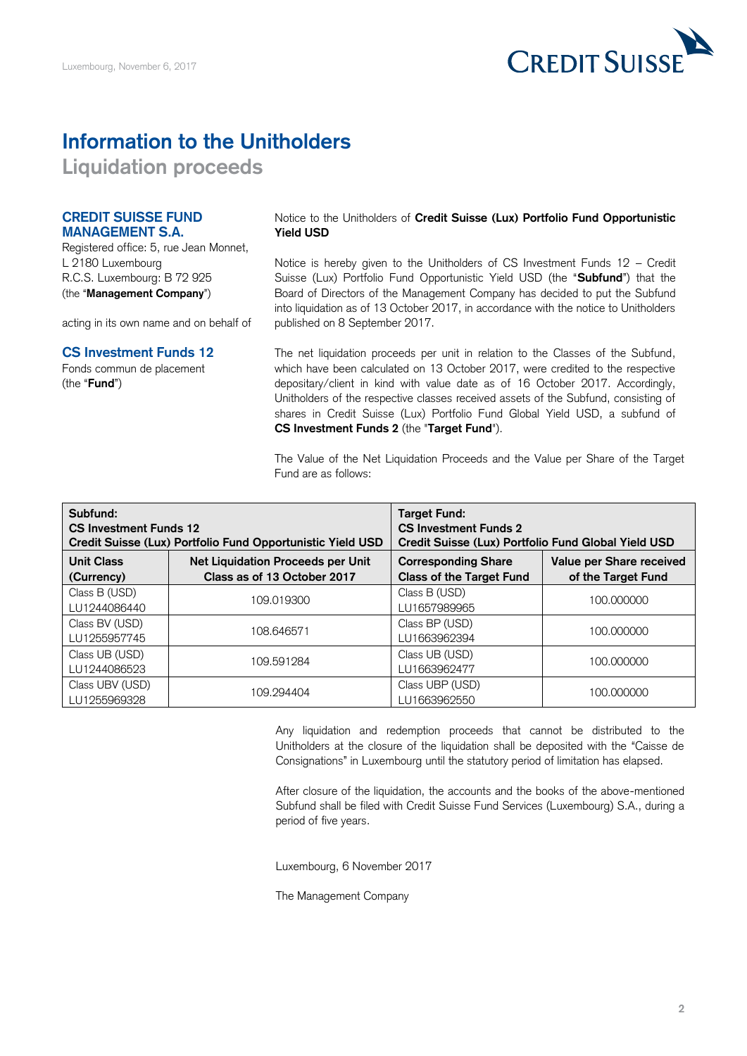Luxembourg, November 6, 2017

# Information to the Unitholders

## Liquidation proceeds

**CREDIT SUISSE FUND MANAGEMENT S.A.**
Registered office: 5, rue Jean Monnet, L 2180 Luxembourg
R.C.S. Luxembourg: B 72 925
(the "**Management Company**")

acting in its own name and on behalf of

**CS Investment Funds 12**
Fonds commun de placement
(the "**Fund**")

Notice to the Unitholders of **Credit Suisse (Lux) Portfolio Fund Opportunistic Yield USD**

Notice is hereby given to the Unitholders of CS Investment Funds 12 – Credit Suisse (Lux) Portfolio Fund Opportunistic Yield USD (the "**Subfund**") that the Board of Directors of the Management Company has decided to put the Subfund into liquidation as of 13 October 2017, in accordance with the notice to Unitholders published on 8 September 2017.

The net liquidation proceeds per unit in relation to the Classes of the Subfund, which have been calculated on 13 October 2017, were credited to the respective depositary/client in kind with value date as of 16 October 2017. Accordingly, Unitholders of the respective classes received assets of the Subfund, consisting of shares in Credit Suisse (Lux) Portfolio Fund Global Yield USD, a subfund of **CS Investment Funds 2** (the "**Target Fund**").

The Value of the Net Liquidation Proceeds and the Value per Share of the Target Fund are as follows:

| **Subfund: CS Investment Funds 12 Credit Suisse (Lux) Portfolio Fund Opportunistic Yield USD** | | **Target Fund: CS Investment Funds 2 Credit Suisse (Lux) Portfolio Fund Global Yield USD** | |
|---|---|---|---|
| **Unit Class (Currency)** | **Net Liquidation Proceeds per Unit Class as of 13 October 2017** | **Corresponding Share Class of the Target Fund** | **Value per Share received of the Target Fund** |
| Class B (USD) LU1244086440 | 109.019300 | Class B (USD) LU1657989965 | 100.000000 |
| Class BV (USD) LU1255957745 | 108.646571 | Class BP (USD) LU1663962394 | 100.000000 |
| Class UB (USD) LU1244086523 | 109.591284 | Class UB (USD) LU1663962477 | 100.000000 |
| Class UBV (USD) LU1255969328 | 109.294404 | Class UBP (USD) LU1663962550 | 100.000000 |

Any liquidation and redemption proceeds that cannot be distributed to the Unitholders at the closure of the liquidation shall be deposited with the "Caisse de Consignations" in Luxembourg until the statutory period of limitation has elapsed.

After closure of the liquidation, the accounts and the books of the above-mentioned Subfund shall be filed with Credit Suisse Fund Services (Luxembourg) S.A., during a period of five years.

Luxembourg, 6 November 2017

The Management Company